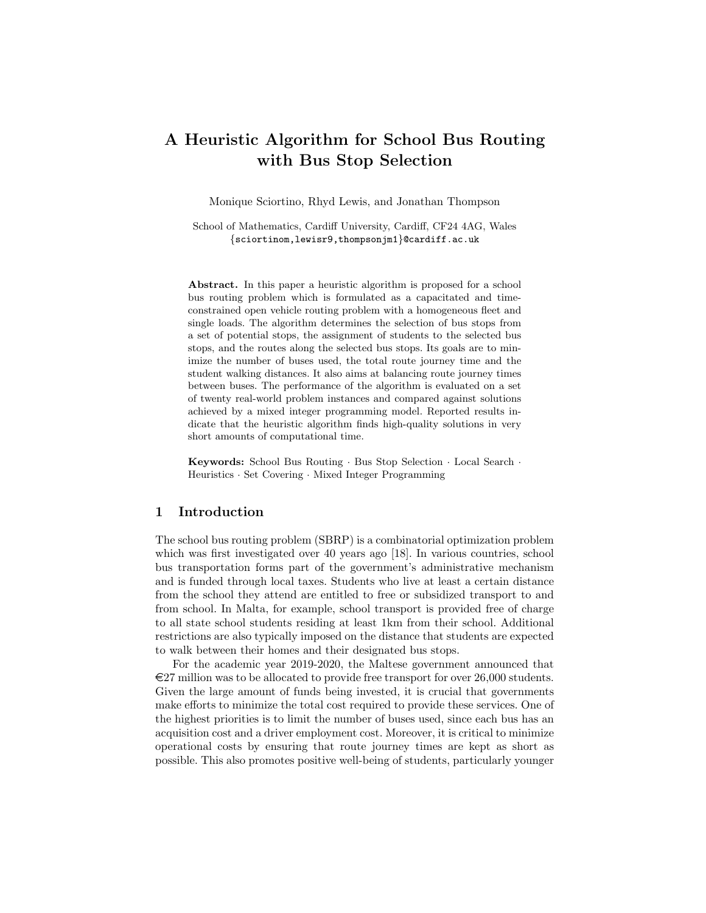# A Heuristic Algorithm for School Bus Routing with Bus Stop Selection

Monique Sciortino, Rhyd Lewis, and Jonathan Thompson

School of Mathematics, Cardiff University, Cardiff, CF24 4AG, Wales
{sciortinom,lewisr9,thompsonjm1}@cardiff.ac.uk

**Abstract.** In this paper a heuristic algorithm is proposed for a school bus routing problem which is formulated as a capacitated and time-constrained open vehicle routing problem with a homogeneous fleet and single loads. The algorithm determines the selection of bus stops from a set of potential stops, the assignment of students to the selected bus stops, and the routes along the selected bus stops. Its goals are to minimize the number of buses used, the total route journey time and the student walking distances. It also aims at balancing route journey times between buses. The performance of the algorithm is evaluated on a set of twenty real-world problem instances and compared against solutions achieved by a mixed integer programming model. Reported results indicate that the heuristic algorithm finds high-quality solutions in very short amounts of computational time.

**Keywords:** School Bus Routing · Bus Stop Selection · Local Search · Heuristics · Set Covering · Mixed Integer Programming

## 1 Introduction

The school bus routing problem (SBRP) is a combinatorial optimization problem which was first investigated over 40 years ago [18]. In various countries, school bus transportation forms part of the government's administrative mechanism and is funded through local taxes. Students who live at least a certain distance from the school they attend are entitled to free or subsidized transport to and from school. In Malta, for example, school transport is provided free of charge to all state school students residing at least 1km from their school. Additional restrictions are also typically imposed on the distance that students are expected to walk between their homes and their designated bus stops.

For the academic year 2019-2020, the Maltese government announced that €27 million was to be allocated to provide free transport for over 26,000 students. Given the large amount of funds being invested, it is crucial that governments make efforts to minimize the total cost required to provide these services. One of the highest priorities is to limit the number of buses used, since each bus has an acquisition cost and a driver employment cost. Moreover, it is critical to minimize operational costs by ensuring that route journey times are kept as short as possible. This also promotes positive well-being of students, particularly younger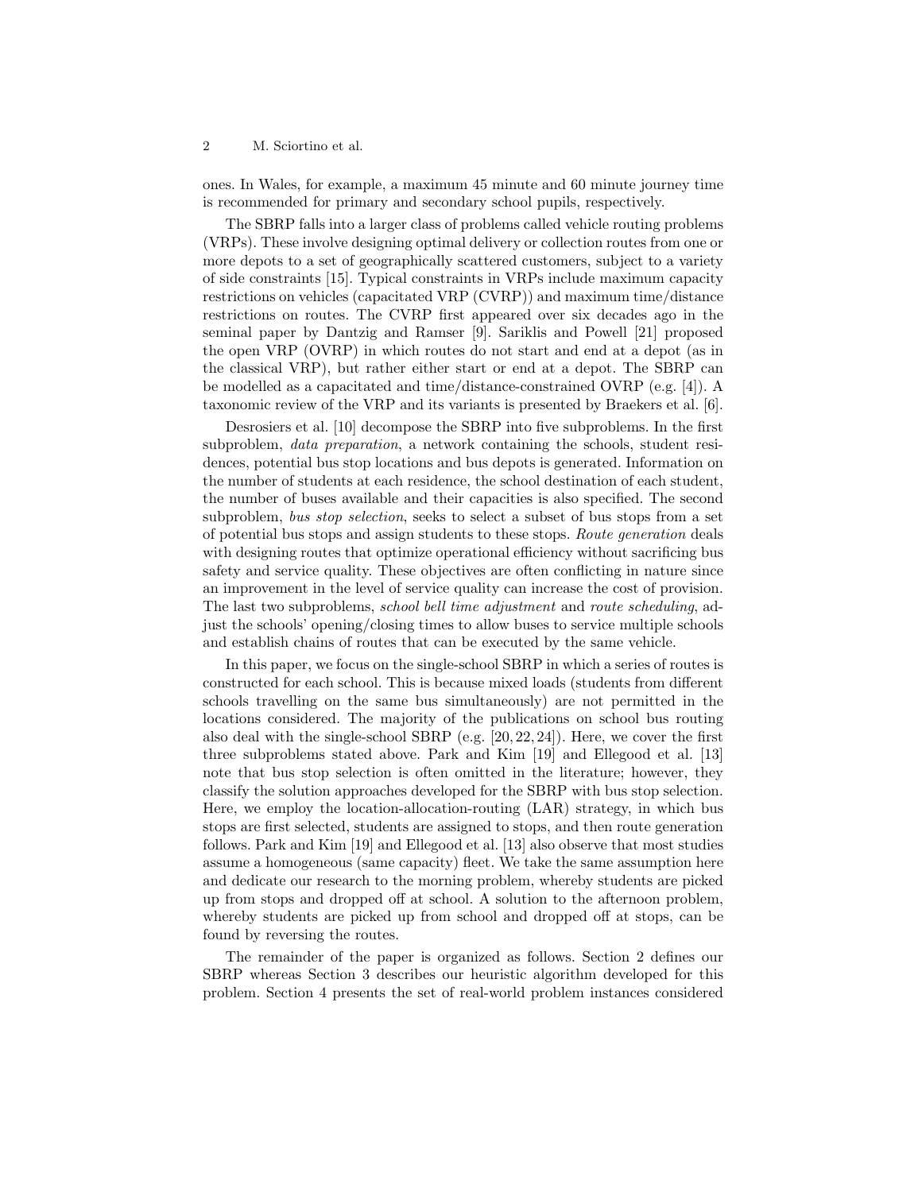ones. In Wales, for example, a maximum 45 minute and 60 minute journey time is recommended for primary and secondary school pupils, respectively.

The SBRP falls into a larger class of problems called vehicle routing problems (VRPs). These involve designing optimal delivery or collection routes from one or more depots to a set of geographically scattered customers, subject to a variety of side constraints [15]. Typical constraints in VRPs include maximum capacity restrictions on vehicles (capacitated VRP (CVRP)) and maximum time/distance restrictions on routes. The CVRP first appeared over six decades ago in the seminal paper by Dantzig and Ramser [9]. Sariklis and Powell [21] proposed the open VRP (OVRP) in which routes do not start and end at a depot (as in the classical VRP), but rather either start or end at a depot. The SBRP can be modelled as a capacitated and time/distance-constrained OVRP (e.g. [4]). A taxonomic review of the VRP and its variants is presented by Braekers et al. [6].

Desrosiers et al. [10] decompose the SBRP into five subproblems. In the first subproblem, *data preparation*, a network containing the schools, student residences, potential bus stop locations and bus depots is generated. Information on the number of students at each residence, the school destination of each student, the number of buses available and their capacities is also specified. The second subproblem, *bus stop selection*, seeks to select a subset of bus stops from a set of potential bus stops and assign students to these stops. *Route generation* deals with designing routes that optimize operational efficiency without sacrificing bus safety and service quality. These objectives are often conflicting in nature since an improvement in the level of service quality can increase the cost of provision. The last two subproblems, *school bell time adjustment* and *route scheduling*, adjust the schools' opening/closing times to allow buses to service multiple schools and establish chains of routes that can be executed by the same vehicle.

In this paper, we focus on the single-school SBRP in which a series of routes is constructed for each school. This is because mixed loads (students from different schools travelling on the same bus simultaneously) are not permitted in the locations considered. The majority of the publications on school bus routing also deal with the single-school SBRP (e.g. [20, 22, 24]). Here, we cover the first three subproblems stated above. Park and Kim [19] and Ellegood et al. [13] note that bus stop selection is often omitted in the literature; however, they classify the solution approaches developed for the SBRP with bus stop selection. Here, we employ the location-allocation-routing (LAR) strategy, in which bus stops are first selected, students are assigned to stops, and then route generation follows. Park and Kim [19] and Ellegood et al. [13] also observe that most studies assume a homogeneous (same capacity) fleet. We take the same assumption here and dedicate our research to the morning problem, whereby students are picked up from stops and dropped off at school. A solution to the afternoon problem, whereby students are picked up from school and dropped off at stops, can be found by reversing the routes.

The remainder of the paper is organized as follows. Section 2 defines our SBRP whereas Section 3 describes our heuristic algorithm developed for this problem. Section 4 presents the set of real-world problem instances considered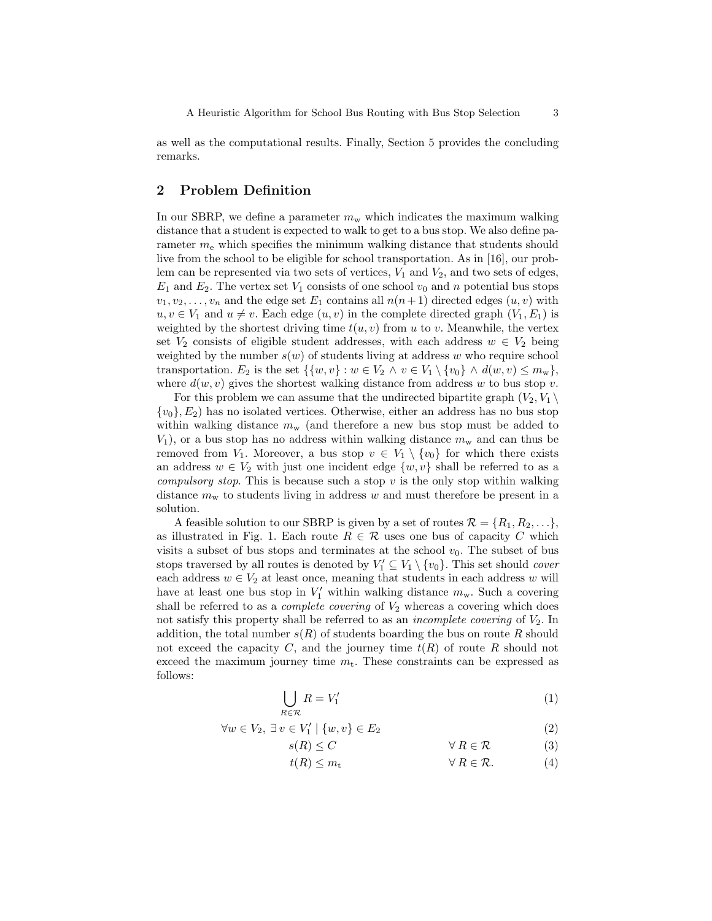as well as the computational results. Finally, Section 5 provides the concluding remarks.

## 2 Problem Definition

In our SBRP, we define a parameter $m_{\mathrm{w}}$ which indicates the maximum walking distance that a student is expected to walk to get to a bus stop. We also define parameter $m_{\mathrm{e}}$ which specifies the minimum walking distance that students should live from the school to be eligible for school transportation. As in [16], our problem can be represented via two sets of vertices, $V_1$ and $V_2$, and two sets of edges, $E_1$ and $E_2$. The vertex set $V_1$ consists of one school $v_0$ and $n$ potential bus stops $v_1, v_2, \ldots, v_n$ and the edge set $E_1$ contains all $n(n+1)$ directed edges $(u, v)$ with $u, v \in V_1$ and $u \neq v$. Each edge $(u, v)$ in the complete directed graph $(V_1, E_1)$ is weighted by the shortest driving time $t(u, v)$ from $u$ to $v$. Meanwhile, the vertex set $V_2$ consists of eligible student addresses, with each address $w \in V_2$ being weighted by the number $s(w)$ of students living at address $w$ who require school transportation. $E_2$ is the set $\{\{w, v\} : w \in V_2 \wedge v \in V_1 \setminus \{v_0\} \wedge d(w, v) \leq m_{\mathrm{w}}\}$, where $d(w, v)$ gives the shortest walking distance from address $w$ to bus stop $v$.

For this problem we can assume that the undirected bipartite graph $(V_2, V_1 \setminus \{v_0\}, E_2)$ has no isolated vertices. Otherwise, either an address has no bus stop within walking distance $m_{\mathrm{w}}$ (and therefore a new bus stop must be added to $V_1$), or a bus stop has no address within walking distance $m_{\mathrm{w}}$ and can thus be removed from $V_1$. Moreover, a bus stop $v \in V_1 \setminus \{v_0\}$ for which there exists an address $w \in V_2$ with just one incident edge $\{w, v\}$ shall be referred to as a *compulsory stop*. This is because such a stop $v$ is the only stop within walking distance $m_{\mathrm{w}}$ to students living in address $w$ and must therefore be present in a solution.

A feasible solution to our SBRP is given by a set of routes $\mathcal{R} = \{R_1, R_2, \ldots\}$, as illustrated in Fig. 1. Each route $R \in \mathcal{R}$ uses one bus of capacity $C$ which visits a subset of bus stops and terminates at the school $v_0$. The subset of bus stops traversed by all routes is denoted by $V_1' \subseteq V_1 \setminus \{v_0\}$. This set should *cover* each address $w \in V_2$ at least once, meaning that students in each address $w$ will have at least one bus stop in $V_1'$ within walking distance $m_{\mathrm{w}}$. Such a covering shall be referred to as a *complete covering* of $V_2$ whereas a covering which does not satisfy this property shall be referred to as an *incomplete covering* of $V_2$. In addition, the total number $s(R)$ of students boarding the bus on route $R$ should not exceed the capacity $C$, and the journey time $t(R)$ of route $R$ should not exceed the maximum journey time $m_{\mathrm{t}}$. These constraints can be expressed as follows:

$$\bigcup_{R \in \mathcal{R}} R = V_1' \tag{1}$$

$$\forall w \in V_2,\ \exists\, v \in V_1' \mid \{w, v\} \in E_2 \tag{2}$$

$$s(R) \leq C \qquad \forall\, R \in \mathcal{R} \tag{3}$$

$$t(R) \leq m_{\mathrm{t}} \qquad \forall\, R \in \mathcal{R}. \tag{4}$$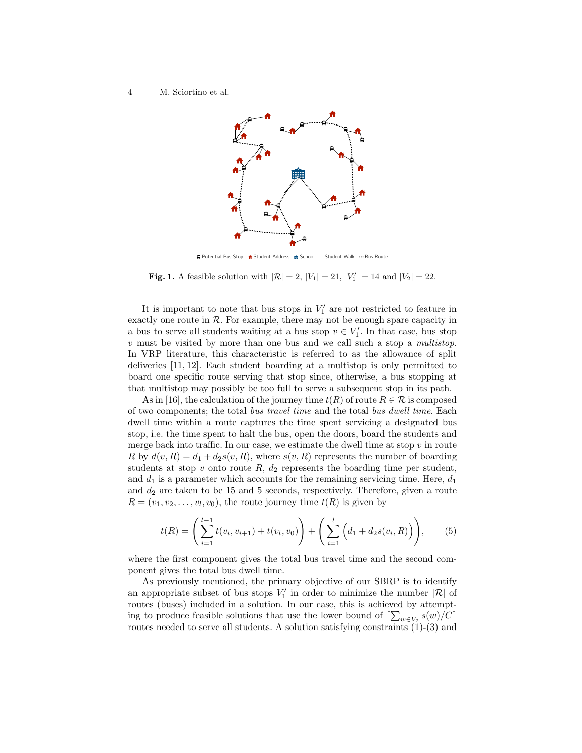Fig. 1. A feasible solution with $|\mathcal{R}| = 2$, $|V_1| = 21$, $|V_1'| = 14$ and $|V_2| = 22$.

It is important to note that bus stops in $V_1'$ are not restricted to feature in exactly one route in $\mathcal{R}$. For example, there may not be enough spare capacity in a bus to serve all students waiting at a bus stop $v \in V_1'$. In that case, bus stop $v$ must be visited by more than one bus and we call such a stop a *multistop*. In VRP literature, this characteristic is referred to as the allowance of split deliveries [11, 12]. Each student boarding at a multistop is only permitted to board one specific route serving that stop since, otherwise, a bus stopping at that multistop may possibly be too full to serve a subsequent stop in its path.

As in [16], the calculation of the journey time $t(R)$ of route $R \in \mathcal{R}$ is composed of two components; the total *bus travel time* and the total *bus dwell time*. Each dwell time within a route captures the time spent servicing a designated bus stop, i.e. the time spent to halt the bus, open the doors, board the students and merge back into traffic. In our case, we estimate the dwell time at stop $v$ in route $R$ by $d(v, R) = d_1 + d_2 s(v, R)$, where $s(v, R)$ represents the number of boarding students at stop $v$ onto route $R$, $d_2$ represents the boarding time per student, and $d_1$ is a parameter which accounts for the remaining servicing time. Here, $d_1$ and $d_2$ are taken to be 15 and 5 seconds, respectively. Therefore, given a route $R = (v_1, v_2, \ldots, v_l, v_0)$, the route journey time $t(R)$ is given by

$$t(R) = \left( \sum_{i=1}^{l-1} t(v_i, v_{i+1}) + t(v_l, v_0) \right) + \left( \sum_{i=1}^{l} \Big( d_1 + d_2 s(v_i, R) \Big) \right), \qquad (5)$$

where the first component gives the total bus travel time and the second component gives the total bus dwell time.

As previously mentioned, the primary objective of our SBRP is to identify an appropriate subset of bus stops $V_1'$ in order to minimize the number $|\mathcal{R}|$ of routes (buses) included in a solution. In our case, this is achieved by attempting to produce feasible solutions that use the lower bound of $\lceil \sum_{w \in V_2} s(w)/C \rceil$ routes needed to serve all students. A solution satisfying constraints (1)-(3) and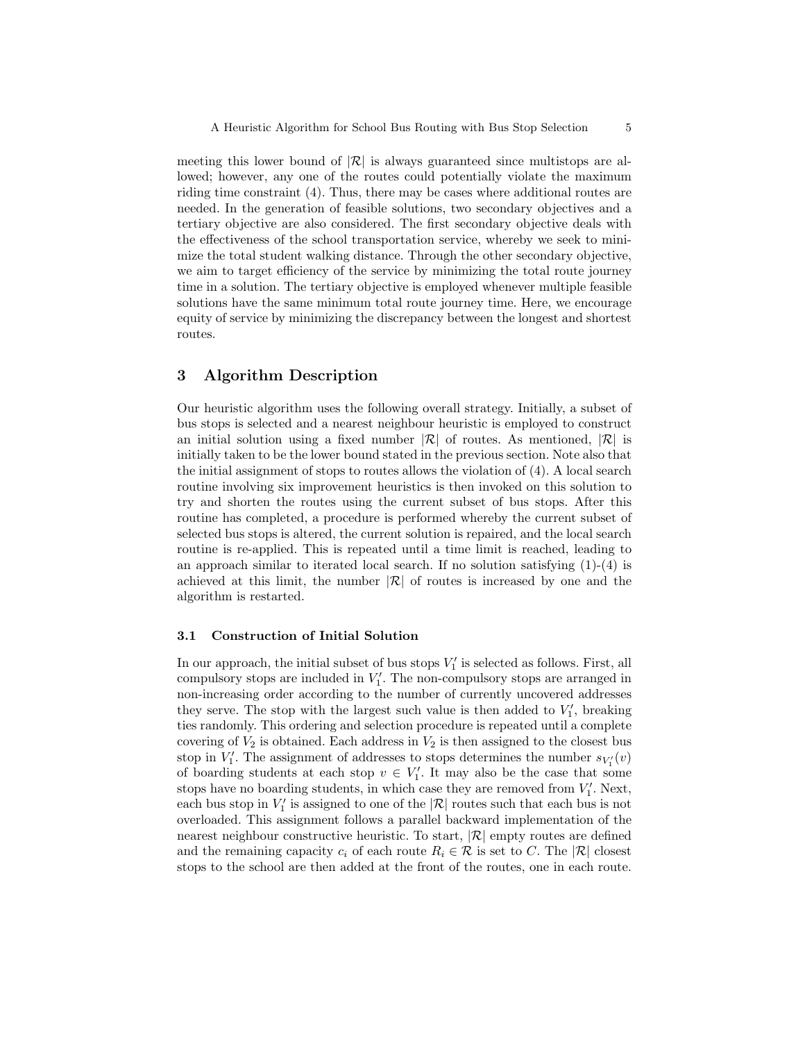meeting this lower bound of $|\mathcal{R}|$ is always guaranteed since multistops are allowed; however, any one of the routes could potentially violate the maximum riding time constraint (4). Thus, there may be cases where additional routes are needed. In the generation of feasible solutions, two secondary objectives and a tertiary objective are also considered. The first secondary objective deals with the effectiveness of the school transportation service, whereby we seek to minimize the total student walking distance. Through the other secondary objective, we aim to target efficiency of the service by minimizing the total route journey time in a solution. The tertiary objective is employed whenever multiple feasible solutions have the same minimum total route journey time. Here, we encourage equity of service by minimizing the discrepancy between the longest and shortest routes.

## 3 Algorithm Description

Our heuristic algorithm uses the following overall strategy. Initially, a subset of bus stops is selected and a nearest neighbour heuristic is employed to construct an initial solution using a fixed number $|\mathcal{R}|$ of routes. As mentioned, $|\mathcal{R}|$ is initially taken to be the lower bound stated in the previous section. Note also that the initial assignment of stops to routes allows the violation of (4). A local search routine involving six improvement heuristics is then invoked on this solution to try and shorten the routes using the current subset of bus stops. After this routine has completed, a procedure is performed whereby the current subset of selected bus stops is altered, the current solution is repaired, and the local search routine is re-applied. This is repeated until a time limit is reached, leading to an approach similar to iterated local search. If no solution satisfying (1)-(4) is achieved at this limit, the number $|\mathcal{R}|$ of routes is increased by one and the algorithm is restarted.

### 3.1 Construction of Initial Solution

In our approach, the initial subset of bus stops $V_1'$ is selected as follows. First, all compulsory stops are included in $V_1'$. The non-compulsory stops are arranged in non-increasing order according to the number of currently uncovered addresses they serve. The stop with the largest such value is then added to $V_1'$, breaking ties randomly. This ordering and selection procedure is repeated until a complete covering of $V_2$ is obtained. Each address in $V_2$ is then assigned to the closest bus stop in $V_1'$. The assignment of addresses to stops determines the number $s_{V_1'}(v)$ of boarding students at each stop $v \in V_1'$. It may also be the case that some stops have no boarding students, in which case they are removed from $V_1'$. Next, each bus stop in $V_1'$ is assigned to one of the $|\mathcal{R}|$ routes such that each bus is not overloaded. This assignment follows a parallel backward implementation of the nearest neighbour constructive heuristic. To start, $|\mathcal{R}|$ empty routes are defined and the remaining capacity $c_i$ of each route $R_i \in \mathcal{R}$ is set to $C$. The $|\mathcal{R}|$ closest stops to the school are then added at the front of the routes, one in each route.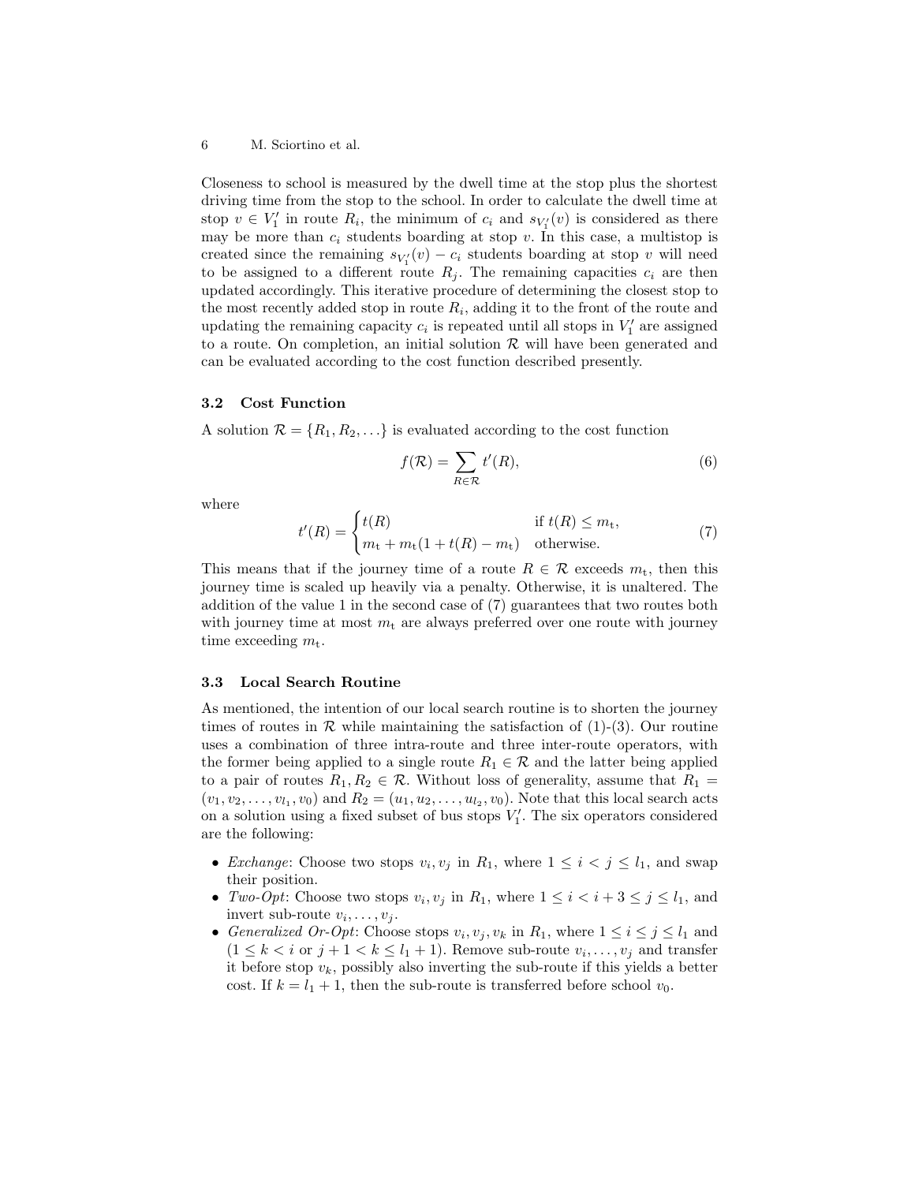Closeness to school is measured by the dwell time at the stop plus the shortest driving time from the stop to the school. In order to calculate the dwell time at stop $v \in V_1'$ in route $R_i$, the minimum of $c_i$ and $s_{V_1'}(v)$ is considered as there may be more than $c_i$ students boarding at stop $v$. In this case, a multistop is created since the remaining $s_{V_1'}(v) - c_i$ students boarding at stop $v$ will need to be assigned to a different route $R_j$. The remaining capacities $c_i$ are then updated accordingly. This iterative procedure of determining the closest stop to the most recently added stop in route $R_i$, adding it to the front of the route and updating the remaining capacity $c_i$ is repeated until all stops in $V_1'$ are assigned to a route. On completion, an initial solution $\mathcal{R}$ will have been generated and can be evaluated according to the cost function described presently.

### 3.2 Cost Function

A solution $\mathcal{R} = \{R_1, R_2, \ldots\}$ is evaluated according to the cost function

$$f(\mathcal{R}) = \sum_{R \in \mathcal{R}} t'(R), \tag{6}$$

where

$$t'(R) = \begin{cases} t(R) & \text{if } t(R) \leq m_{\text{t}}, \\ m_{\text{t}} + m_{\text{t}}(1 + t(R) - m_{\text{t}}) & \text{otherwise.} \end{cases} \tag{7}$$

This means that if the journey time of a route $R \in \mathcal{R}$ exceeds $m_{\text{t}}$, then this journey time is scaled up heavily via a penalty. Otherwise, it is unaltered. The addition of the value 1 in the second case of (7) guarantees that two routes both with journey time at most $m_{\text{t}}$ are always preferred over one route with journey time exceeding $m_{\text{t}}$.

### 3.3 Local Search Routine

As mentioned, the intention of our local search routine is to shorten the journey times of routes in $\mathcal{R}$ while maintaining the satisfaction of (1)-(3). Our routine uses a combination of three intra-route and three inter-route operators, with the former being applied to a single route $R_1 \in \mathcal{R}$ and the latter being applied to a pair of routes $R_1, R_2 \in \mathcal{R}$. Without loss of generality, assume that $R_1 = (v_1, v_2, \ldots, v_{l_1}, v_0)$ and $R_2 = (u_1, u_2, \ldots, u_{l_2}, v_0)$. Note that this local search acts on a solution using a fixed subset of bus stops $V_1'$. The six operators considered are the following:

- *Exchange*: Choose two stops $v_i, v_j$ in $R_1$, where $1 \leq i < j \leq l_1$, and swap their position.
- *Two-Opt*: Choose two stops $v_i, v_j$ in $R_1$, where $1 \leq i < i + 3 \leq j \leq l_1$, and invert sub-route $v_i, \ldots, v_j$.
- *Generalized Or-Opt*: Choose stops $v_i, v_j, v_k$ in $R_1$, where $1 \leq i \leq j \leq l_1$ and $(1 \leq k < i$ or $j + 1 < k \leq l_1 + 1)$. Remove sub-route $v_i, \ldots, v_j$ and transfer it before stop $v_k$, possibly also inverting the sub-route if this yields a better cost. If $k = l_1 + 1$, then the sub-route is transferred before school $v_0$.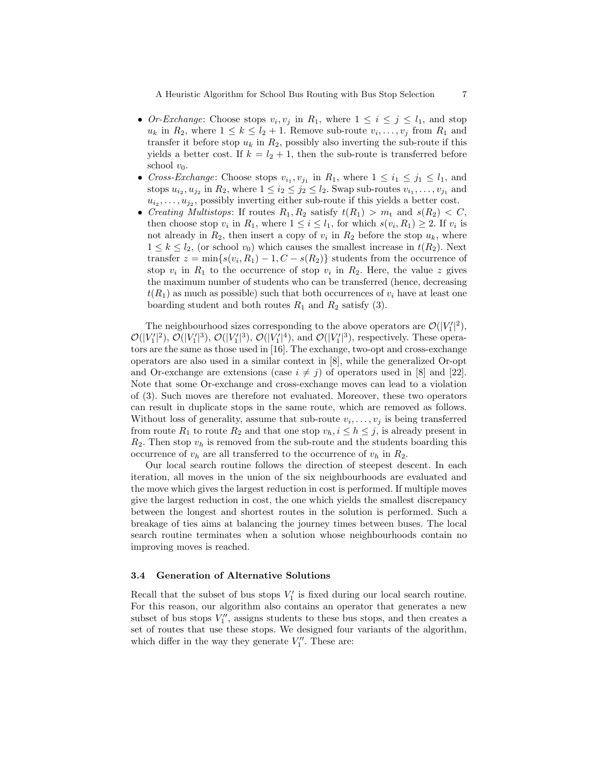- *Or-Exchange*: Choose stops $v_i, v_j$ in $R_1$, where $1 \leq i \leq j \leq l_1$, and stop $u_k$ in $R_2$, where $1 \leq k \leq l_2 + 1$. Remove sub-route $v_i, \ldots, v_j$ from $R_1$ and transfer it before stop $u_k$ in $R_2$, possibly also inverting the sub-route if this yields a better cost. If $k = l_2 + 1$, then the sub-route is transferred before school $v_0$.
- *Cross-Exchange*: Choose stops $v_{i_1}, v_{j_1}$ in $R_1$, where $1 \leq i_1 \leq j_1 \leq l_1$, and stops $u_{i_2}, u_{j_2}$ in $R_2$, where $1 \leq i_2 \leq j_2 \leq l_2$. Swap sub-routes $v_{i_1}, \ldots, v_{j_1}$ and $u_{i_2}, \ldots, u_{j_2}$, possibly inverting either sub-route if this yields a better cost.
- *Creating Multistops*: If routes $R_1, R_2$ satisfy $t(R_1) > m_t$ and $s(R_2) < C$, then choose stop $v_i$ in $R_1$, where $1 \leq i \leq l_1$, for which $s(v_i, R_1) \geq 2$. If $v_i$ is not already in $R_2$, then insert a copy of $v_i$ in $R_2$ before the stop $u_k$, where $1 \leq k \leq l_2$, (or school $v_0$) which causes the smallest increase in $t(R_2)$. Next transfer $z = \min\{s(v_i, R_1) - 1, C - s(R_2)\}$ students from the occurrence of stop $v_i$ in $R_1$ to the occurrence of stop $v_i$ in $R_2$. Here, the value $z$ gives the maximum number of students who can be transferred (hence, decreasing $t(R_1)$ as much as possible) such that both occurrences of $v_i$ have at least one boarding student and both routes $R_1$ and $R_2$ satisfy (3).

The neighbourhood sizes corresponding to the above operators are $\mathcal{O}(|V_1'|^2)$, $\mathcal{O}(|V_1'|^2)$, $\mathcal{O}(|V_1'|^3)$, $\mathcal{O}(|V_1'|^3)$, $\mathcal{O}(|V_1'|^4)$, and $\mathcal{O}(|V_1'|^3)$, respectively. These operators are the same as those used in [16]. The exchange, two-opt and cross-exchange operators are also used in a similar context in [8], while the generalized Or-opt and Or-exchange are extensions (case $i \neq j$) of operators used in [8] and [22]. Note that some Or-exchange and cross-exchange moves can lead to a violation of (3). Such moves are therefore not evaluated. Moreover, these two operators can result in duplicate stops in the same route, which are removed as follows. Without loss of generality, assume that sub-route $v_i, \ldots, v_j$ is being transferred from route $R_1$ to route $R_2$ and that one stop $v_h, i \leq h \leq j$, is already present in $R_2$. Then stop $v_h$ is removed from the sub-route and the students boarding this occurrence of $v_h$ are all transferred to the occurrence of $v_h$ in $R_2$.

Our local search routine follows the direction of steepest descent. In each iteration, all moves in the union of the six neighbourhoods are evaluated and the move which gives the largest reduction in cost is performed. If multiple moves give the largest reduction in cost, the one which yields the smallest discrepancy between the longest and shortest routes in the solution is performed. Such a breakage of ties aims at balancing the journey times between buses. The local search routine terminates when a solution whose neighbourhoods contain no improving moves is reached.

### 3.4 Generation of Alternative Solutions

Recall that the subset of bus stops $V_1'$ is fixed during our local search routine. For this reason, our algorithm also contains an operator that generates a new subset of bus stops $V_1''$, assigns students to these bus stops, and then creates a set of routes that use these stops. We designed four variants of the algorithm, which differ in the way they generate $V_1''$. These are: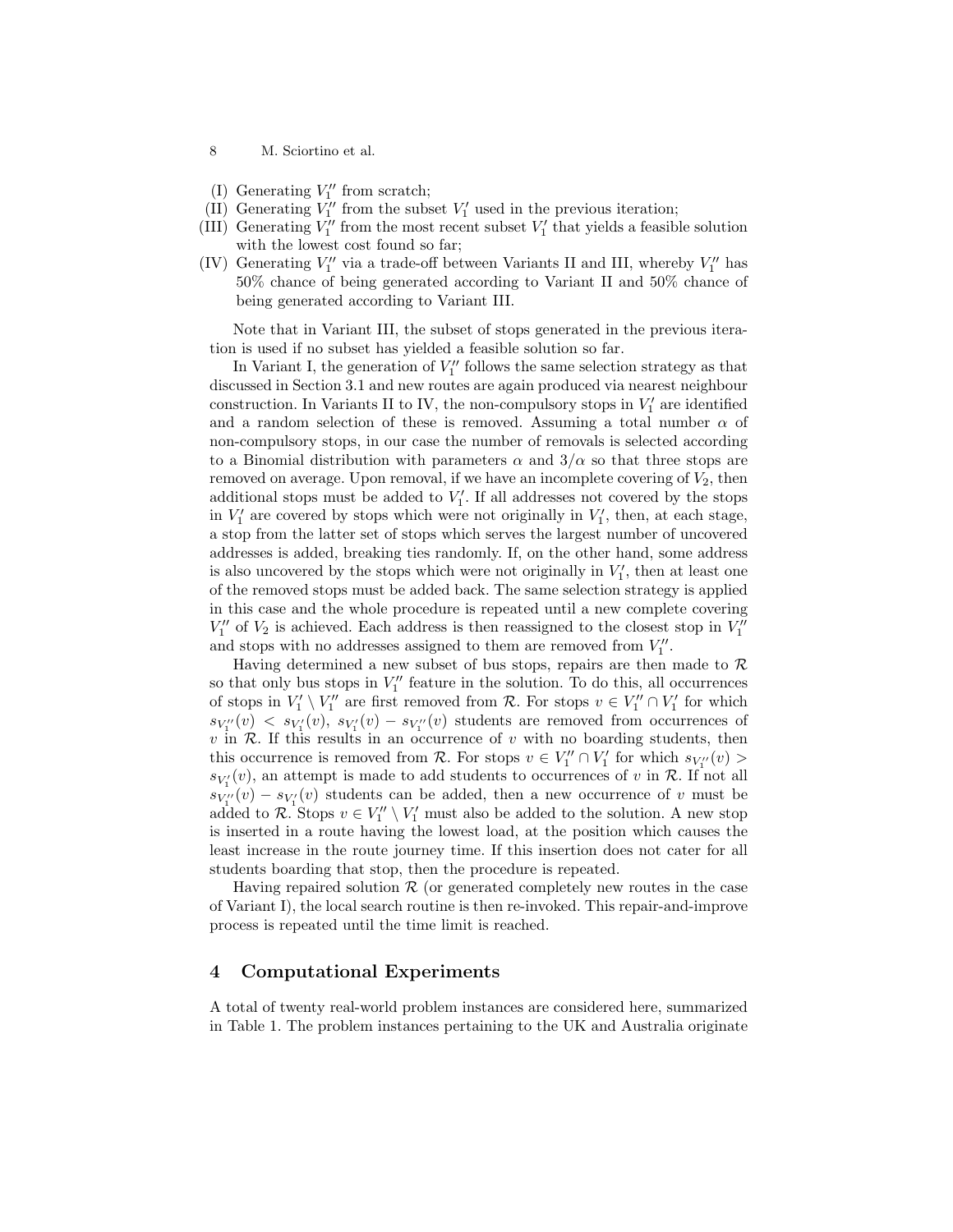(I) Generating $V_1''$ from scratch;
(II) Generating $V_1''$ from the subset $V_1'$ used in the previous iteration;
(III) Generating $V_1''$ from the most recent subset $V_1'$ that yields a feasible solution with the lowest cost found so far;
(IV) Generating $V_1''$ via a trade-off between Variants II and III, whereby $V_1''$ has 50% chance of being generated according to Variant II and 50% chance of being generated according to Variant III.

Note that in Variant III, the subset of stops generated in the previous iteration is used if no subset has yielded a feasible solution so far.

In Variant I, the generation of $V_1''$ follows the same selection strategy as that discussed in Section 3.1 and new routes are again produced via nearest neighbour construction. In Variants II to IV, the non-compulsory stops in $V_1'$ are identified and a random selection of these is removed. Assuming a total number $\alpha$ of non-compulsory stops, in our case the number of removals is selected according to a Binomial distribution with parameters $\alpha$ and $3/\alpha$ so that three stops are removed on average. Upon removal, if we have an incomplete covering of $V_2$, then additional stops must be added to $V_1'$. If all addresses not covered by the stops in $V_1'$ are covered by stops which were not originally in $V_1'$, then, at each stage, a stop from the latter set of stops which serves the largest number of uncovered addresses is added, breaking ties randomly. If, on the other hand, some address is also uncovered by the stops which were not originally in $V_1'$, then at least one of the removed stops must be added back. The same selection strategy is applied in this case and the whole procedure is repeated until a new complete covering $V_1''$ of $V_2$ is achieved. Each address is then reassigned to the closest stop in $V_1''$ and stops with no addresses assigned to them are removed from $V_1''$.

Having determined a new subset of bus stops, repairs are then made to $\mathcal{R}$ so that only bus stops in $V_1''$ feature in the solution. To do this, all occurrences of stops in $V_1' \setminus V_1''$ are first removed from $\mathcal{R}$. For stops $v \in V_1'' \cap V_1'$ for which $s_{V_1''}(v) < s_{V_1'}(v)$, $s_{V_1'}(v) - s_{V_1''}(v)$ students are removed from occurrences of $v$ in $\mathcal{R}$. If this results in an occurrence of $v$ with no boarding students, then this occurrence is removed from $\mathcal{R}$. For stops $v \in V_1'' \cap V_1'$ for which $s_{V_1''}(v) > s_{V_1'}(v)$, an attempt is made to add students to occurrences of $v$ in $\mathcal{R}$. If not all $s_{V_1''}(v) - s_{V_1'}(v)$ students can be added, then a new occurrence of $v$ must be added to $\mathcal{R}$. Stops $v \in V_1'' \setminus V_1'$ must also be added to the solution. A new stop is inserted in a route having the lowest load, at the position which causes the least increase in the route journey time. If this insertion does not cater for all students boarding that stop, then the procedure is repeated.

Having repaired solution $\mathcal{R}$ (or generated completely new routes in the case of Variant I), the local search routine is then re-invoked. This repair-and-improve process is repeated until the time limit is reached.

## 4 Computational Experiments

A total of twenty real-world problem instances are considered here, summarized in Table 1. The problem instances pertaining to the UK and Australia originate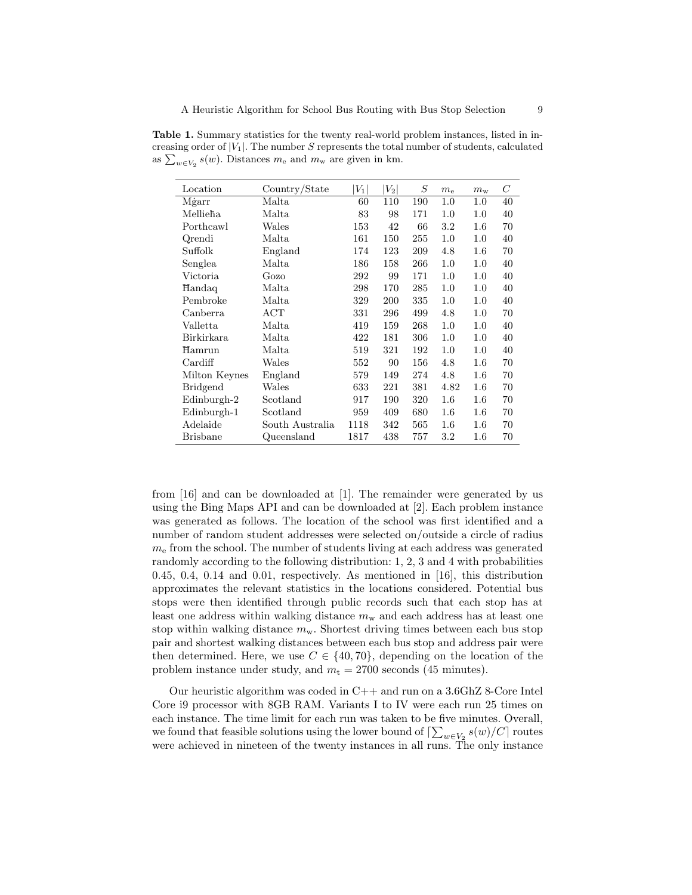**Table 1.** Summary statistics for the twenty real-world problem instances, listed in increasing order of $|V_1|$. The number $S$ represents the total number of students, calculated as $\sum_{w \in V_2} s(w)$. Distances $m_e$ and $m_w$ are given in km.

| Location | Country/State | $\|V_1\|$ | $\|V_2\|$ | $S$ | $m_e$ | $m_w$ | $C$ |
|---|---|---|---|---|---|---|---|
| Mġarr | Malta | 60 | 110 | 190 | 1.0 | 1.0 | 40 |
| Mellieħa | Malta | 83 | 98 | 171 | 1.0 | 1.0 | 40 |
| Porthcawl | Wales | 153 | 42 | 66 | 3.2 | 1.6 | 70 |
| Qrendi | Malta | 161 | 150 | 255 | 1.0 | 1.0 | 40 |
| Suffolk | England | 174 | 123 | 209 | 4.8 | 1.6 | 70 |
| Senglea | Malta | 186 | 158 | 266 | 1.0 | 1.0 | 40 |
| Victoria | Gozo | 292 | 99 | 171 | 1.0 | 1.0 | 40 |
| Ħandaq | Malta | 298 | 170 | 285 | 1.0 | 1.0 | 40 |
| Pembroke | Malta | 329 | 200 | 335 | 1.0 | 1.0 | 40 |
| Canberra | ACT | 331 | 296 | 499 | 4.8 | 1.0 | 70 |
| Valletta | Malta | 419 | 159 | 268 | 1.0 | 1.0 | 40 |
| Birkirkara | Malta | 422 | 181 | 306 | 1.0 | 1.0 | 40 |
| Ħamrun | Malta | 519 | 321 | 192 | 1.0 | 1.0 | 40 |
| Cardiff | Wales | 552 | 90 | 156 | 4.8 | 1.6 | 70 |
| Milton Keynes | England | 579 | 149 | 274 | 4.8 | 1.6 | 70 |
| Bridgend | Wales | 633 | 221 | 381 | 4.82 | 1.6 | 70 |
| Edinburgh-2 | Scotland | 917 | 190 | 320 | 1.6 | 1.6 | 70 |
| Edinburgh-1 | Scotland | 959 | 409 | 680 | 1.6 | 1.6 | 70 |
| Adelaide | South Australia | 1118 | 342 | 565 | 1.6 | 1.6 | 70 |
| Brisbane | Queensland | 1817 | 438 | 757 | 3.2 | 1.6 | 70 |

from [16] and can be downloaded at [1]. The remainder were generated by us using the Bing Maps API and can be downloaded at [2]. Each problem instance was generated as follows. The location of the school was first identified and a number of random student addresses were selected on/outside a circle of radius $m_e$ from the school. The number of students living at each address was generated randomly according to the following distribution: 1, 2, 3 and 4 with probabilities 0.45, 0.4, 0.14 and 0.01, respectively. As mentioned in [16], this distribution approximates the relevant statistics in the locations considered. Potential bus stops were then identified through public records such that each stop has at least one address within walking distance $m_w$ and each address has at least one stop within walking distance $m_w$. Shortest driving times between each bus stop pair and shortest walking distances between each bus stop and address pair were then determined. Here, we use $C \in \{40, 70\}$, depending on the location of the problem instance under study, and $m_t = 2700$ seconds (45 minutes).

Our heuristic algorithm was coded in C++ and run on a 3.6GHz 8-Core Intel Core i9 processor with 8GB RAM. Variants I to IV were each run 25 times on each instance. The time limit for each run was taken to be five minutes. Overall, we found that feasible solutions using the lower bound of $\lceil \sum_{w \in V_2} s(w)/C \rceil$ routes were achieved in nineteen of the twenty instances in all runs. The only instance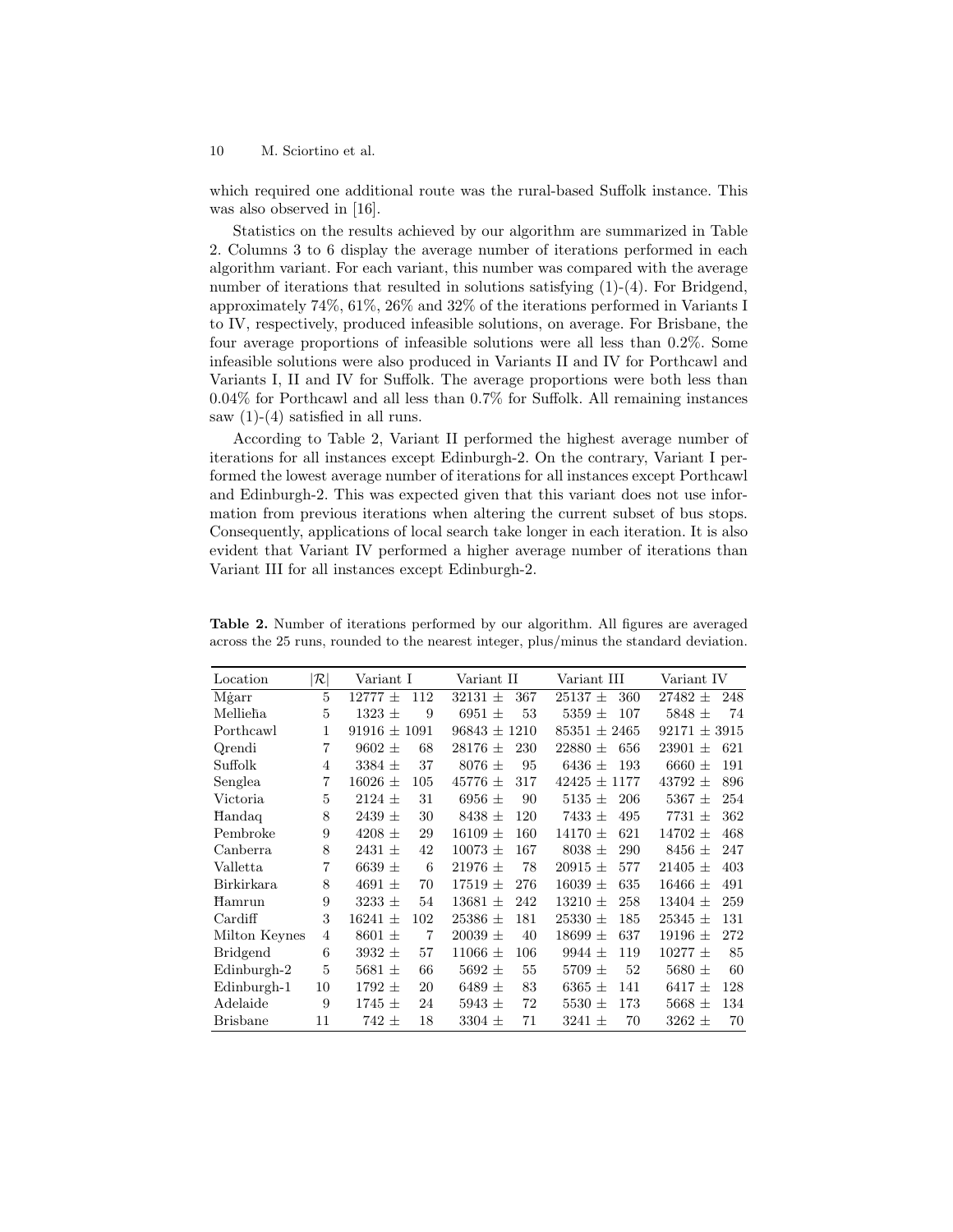which required one additional route was the rural-based Suffolk instance. This was also observed in [16].

Statistics on the results achieved by our algorithm are summarized in Table 2. Columns 3 to 6 display the average number of iterations performed in each algorithm variant. For each variant, this number was compared with the average number of iterations that resulted in solutions satisfying (1)-(4). For Bridgend, approximately 74%, 61%, 26% and 32% of the iterations performed in Variants I to IV, respectively, produced infeasible solutions, on average. For Brisbane, the four average proportions of infeasible solutions were all less than 0.2%. Some infeasible solutions were also produced in Variants II and IV for Porthcawl and Variants I, II and IV for Suffolk. The average proportions were both less than 0.04% for Porthcawl and all less than 0.7% for Suffolk. All remaining instances saw (1)-(4) satisfied in all runs.

According to Table 2, Variant II performed the highest average number of iterations for all instances except Edinburgh-2. On the contrary, Variant I performed the lowest average number of iterations for all instances except Porthcawl and Edinburgh-2. This was expected given that this variant does not use information from previous iterations when altering the current subset of bus stops. Consequently, applications of local search take longer in each iteration. It is also evident that Variant IV performed a higher average number of iterations than Variant III for all instances except Edinburgh-2.

**Table 2.** Number of iterations performed by our algorithm. All figures are averaged across the 25 runs, rounded to the nearest integer, plus/minus the standard deviation.

| Location | $\vert\mathcal{R}\vert$ | Variant I | Variant II | Variant III | Variant IV |
|---|---|---|---|---|---|
| Mġarr | 5 | 12777 ± 112 | 32131 ± 367 | 25137 ± 360 | 27482 ± 248 |
| Mellieħa | 5 | 1323 ± 9 | 6951 ± 53 | 5359 ± 107 | 5848 ± 74 |
| Porthcawl | 1 | 91916 ± 1091 | 96843 ± 1210 | 85351 ± 2465 | 92171 ± 3915 |
| Qrendi | 7 | 9602 ± 68 | 28176 ± 230 | 22880 ± 656 | 23901 ± 621 |
| Suffolk | 4 | 3384 ± 37 | 8076 ± 95 | 6436 ± 193 | 6660 ± 191 |
| Senglea | 7 | 16026 ± 105 | 45776 ± 317 | 42425 ± 1177 | 43792 ± 896 |
| Victoria | 5 | 2124 ± 31 | 6956 ± 90 | 5135 ± 206 | 5367 ± 254 |
| Ħandaq | 8 | 2439 ± 30 | 8438 ± 120 | 7433 ± 495 | 7731 ± 362 |
| Pembroke | 9 | 4208 ± 29 | 16109 ± 160 | 14170 ± 621 | 14702 ± 468 |
| Canberra | 8 | 2431 ± 42 | 10073 ± 167 | 8038 ± 290 | 8456 ± 247 |
| Valletta | 7 | 6639 ± 6 | 21976 ± 78 | 20915 ± 577 | 21405 ± 403 |
| Birkirkara | 8 | 4691 ± 70 | 17519 ± 276 | 16039 ± 635 | 16466 ± 491 |
| Ħamrun | 9 | 3233 ± 54 | 13681 ± 242 | 13210 ± 258 | 13404 ± 259 |
| Cardiff | 3 | 16241 ± 102 | 25386 ± 181 | 25330 ± 185 | 25345 ± 131 |
| Milton Keynes | 4 | 8601 ± 7 | 20039 ± 40 | 18699 ± 637 | 19196 ± 272 |
| Bridgend | 6 | 3932 ± 57 | 11066 ± 106 | 9944 ± 119 | 10277 ± 85 |
| Edinburgh-2 | 5 | 5681 ± 66 | 5692 ± 55 | 5709 ± 52 | 5680 ± 60 |
| Edinburgh-1 | 10 | 1792 ± 20 | 6489 ± 83 | 6365 ± 141 | 6417 ± 128 |
| Adelaide | 9 | 1745 ± 24 | 5943 ± 72 | 5530 ± 173 | 5668 ± 134 |
| Brisbane | 11 | 742 ± 18 | 3304 ± 71 | 3241 ± 70 | 3262 ± 70 |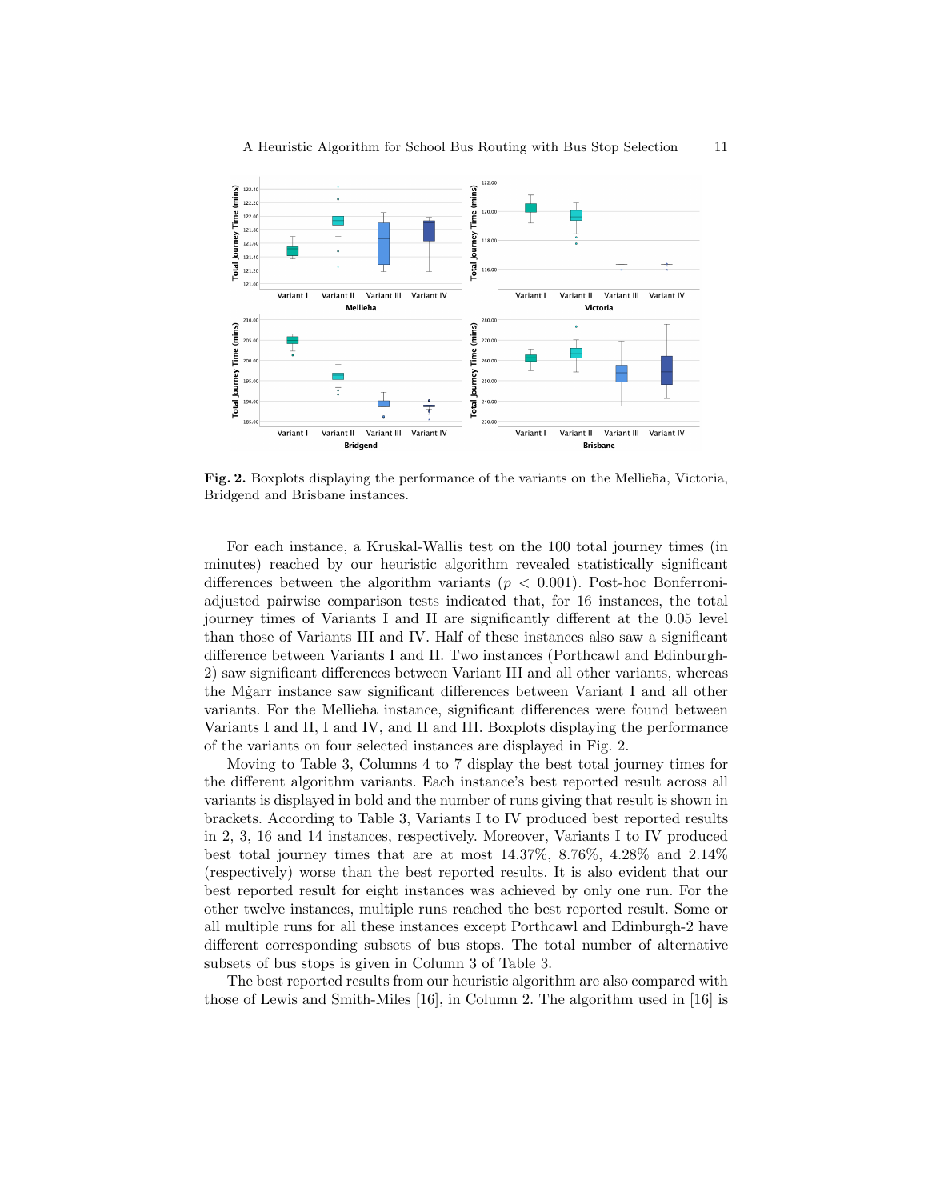**Fig. 2.** Boxplots displaying the performance of the variants on the Mellieħa, Victoria, Bridgend and Brisbane instances.

For each instance, a Kruskal-Wallis test on the 100 total journey times (in minutes) reached by our heuristic algorithm revealed statistically significant differences between the algorithm variants ($p < 0.001$). Post-hoc Bonferroni-adjusted pairwise comparison tests indicated that, for 16 instances, the total journey times of Variants I and II are significantly different at the 0.05 level than those of Variants III and IV. Half of these instances also saw a significant difference between Variants I and II. Two instances (Porthcawl and Edinburgh-2) saw significant differences between Variant III and all other variants, whereas the Mġarr instance saw significant differences between Variant I and all other variants. For the Mellieħa instance, significant differences were found between Variants I and II, I and IV, and II and III. Boxplots displaying the performance of the variants on four selected instances are displayed in Fig. 2.

Moving to Table 3, Columns 4 to 7 display the best total journey times for the different algorithm variants. Each instance's best reported result across all variants is displayed in bold and the number of runs giving that result is shown in brackets. According to Table 3, Variants I to IV produced best reported results in 2, 3, 16 and 14 instances, respectively. Moreover, Variants I to IV produced best total journey times that are at most 14.37%, 8.76%, 4.28% and 2.14% (respectively) worse than the best reported results. It is also evident that our best reported result for eight instances was achieved by only one run. For the other twelve instances, multiple runs reached the best reported result. Some or all multiple runs for all these instances except Porthcawl and Edinburgh-2 have different corresponding subsets of bus stops. The total number of alternative subsets of bus stops is given in Column 3 of Table 3.

The best reported results from our heuristic algorithm are also compared with those of Lewis and Smith-Miles [16], in Column 2. The algorithm used in [16] is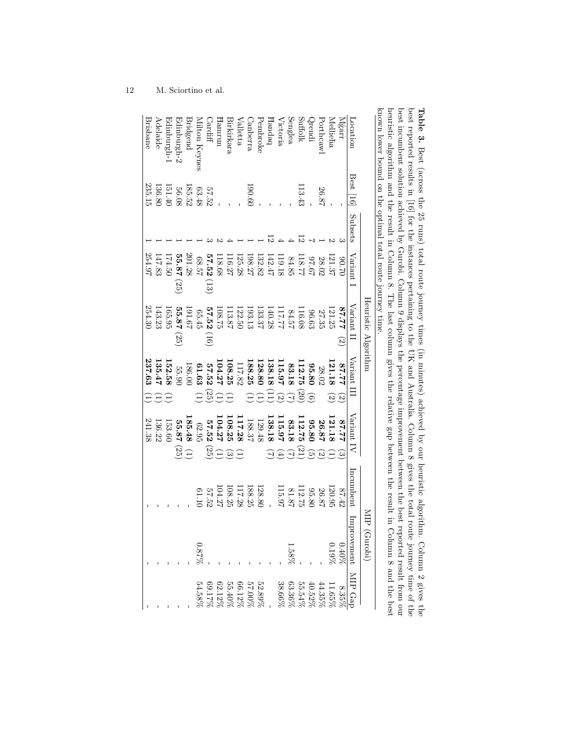**Table 3.** Best (across the 25 runs) total route journey times (in minutes) achieved by our heuristic algorithm. Column 2 gives the best reported results in [16] for the instances pertaining to the UK and Australia. Column 8 gives the total route journey time of the best incumbent solution achieved by Gurobi. Column 9 displays the percentage improvement between the best reported result from our heuristic algorithm and the result in Column 8. The last column gives the relative gap between the result in Column 8 and the best known lower bound on the optimal total route journey time.

| | | | Heuristic Algorithm | | | | MIP (Gurobi) | | |
|---|---|---|---|---|---|---|---|---|---|
| Location | Best [16] | Subsets | Variant I | Variant II | Variant III | Variant IV | Incumbent | Improvement | MIP Gap |
| Mġarr | - | 3 | 90.70 | **87.77** (2) | **87.77** (2) | **87.77** (3) | 87.42 | 0.40% | 8.35% |
| Mellieħa | - | 2 | 121.37 | 121.25 | **121.18** (2) | **121.18** (1) | 120.95 | 0.19% | 11.65% |
| Porthcawl | 26.87 | 1 | 28.02 | 27.35 | 28.02 | **26.87** (2) | 26.87 | - | 44.35% |
| Qrendi | - | 7 | 97.67 | 96.63 | **95.80** (6) | **95.80** (5) | 95.80 | - | 40.52% |
| Suffolk | 113.43 | 12 | 118.77 | 116.08 | **112.75** (20) | **112.75** (21) | 112.75 | - | 55.54% |
| Senglea | - | 4 | 84.85 | 84.57 | **83.18** (7) | **83.18** (7) | 81.87 | 1.58% | 63.36% |
| Victoria | - | 4 | 119.18 | 117.77 | **115.97** (2) | **115.97** (4) | 115.97 | - | 38.66% |
| Handaq | - | 12 | 142.47 | 140.28 | **138.18** (11) | **138.18** (7) | - | - | - |
| Pembroke | - | 1 | 132.82 | 133.37 | **128.80** (1) | 129.48 | 128.80 | - | 52.89% |
| Canberra | 190.60 | 1 | 198.27 | 193.13 | **188.25** (1) | 188.37 | 188.25 | - | 57.00% |
| Valletta | - | 1 | 125.28 | 122.50 | 117.82 | **117.28** (1) | 117.28 | - | 66.12% |
| Birkirkara | - | 4 | 116.27 | 113.87 | **108.25** (1) | **108.25** (3) | 108.25 | - | 55.40% |
| Ħamrun | - | 2 | 118.68 | 108.75 | **104.27** (1) | **104.27** (1) | 104.27 | - | 62.12% |
| Cardiff | 57.52 | 3 | **57.52** (13) | **57.52** (16) | **57.52** (25) | **57.52** (25) | 57.52 | - | 69.17% |
| Milton Keynes | 63.48 | 1 | 68.57 | 65.45 | **61.63** (1) | 62.95 | 61.10 | 0.87% | 54.58% |
| Bridgend | 185.52 | 1 | 201.28 | 191.67 | 186.00 | **185.48** (1) | - | - | - |
| Edinburgh-2 | 56.08 | 1 | **55.87** (25) | **55.87** (25) | 55.90 | **55.87** (25) | - | - | - |
| Edinburgh-1 | 151.40 | 1 | 174.50 | 165.95 | **152.58** (1) | 153.60 | - | - | - |
| Adelaide | 136.80 | 1 | 147.83 | 143.23 | **135.47** (1) | 136.22 | - | - | - |
| Brisbane | 235.15 | 1 | 254.97 | 254.30 | **237.63** (1) | 241.38 | - | - | - |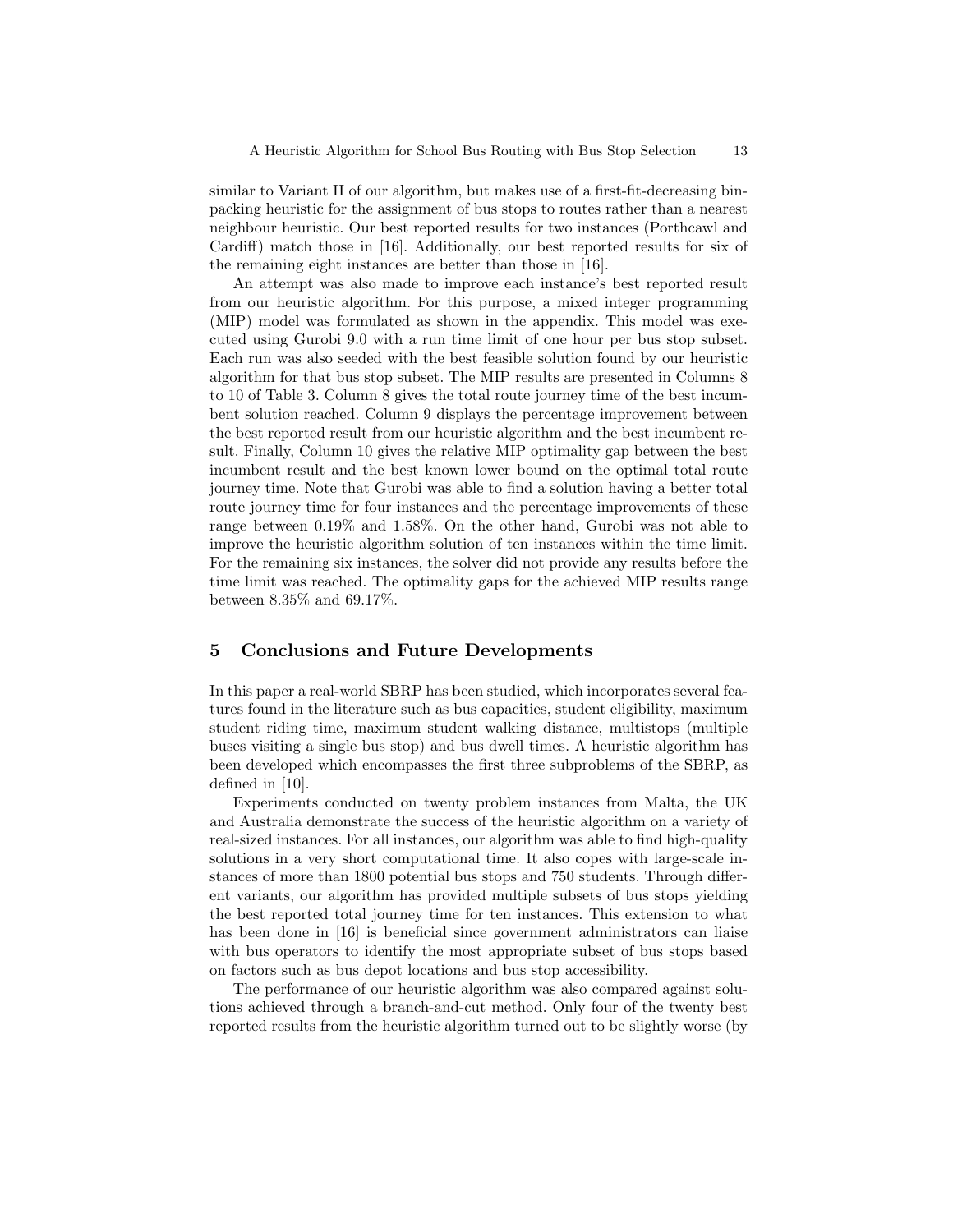similar to Variant II of our algorithm, but makes use of a first-fit-decreasing bin-packing heuristic for the assignment of bus stops to routes rather than a nearest neighbour heuristic. Our best reported results for two instances (Porthcawl and Cardiff) match those in [16]. Additionally, our best reported results for six of the remaining eight instances are better than those in [16].

An attempt was also made to improve each instance's best reported result from our heuristic algorithm. For this purpose, a mixed integer programming (MIP) model was formulated as shown in the appendix. This model was executed using Gurobi 9.0 with a run time limit of one hour per bus stop subset. Each run was also seeded with the best feasible solution found by our heuristic algorithm for that bus stop subset. The MIP results are presented in Columns 8 to 10 of Table 3. Column 8 gives the total route journey time of the best incumbent solution reached. Column 9 displays the percentage improvement between the best reported result from our heuristic algorithm and the best incumbent result. Finally, Column 10 gives the relative MIP optimality gap between the best incumbent result and the best known lower bound on the optimal total route journey time. Note that Gurobi was able to find a solution having a better total route journey time for four instances and the percentage improvements of these range between 0.19% and 1.58%. On the other hand, Gurobi was not able to improve the heuristic algorithm solution of ten instances within the time limit. For the remaining six instances, the solver did not provide any results before the time limit was reached. The optimality gaps for the achieved MIP results range between 8.35% and 69.17%.

## 5 Conclusions and Future Developments

In this paper a real-world SBRP has been studied, which incorporates several features found in the literature such as bus capacities, student eligibility, maximum student riding time, maximum student walking distance, multistops (multiple buses visiting a single bus stop) and bus dwell times. A heuristic algorithm has been developed which encompasses the first three subproblems of the SBRP, as defined in [10].

Experiments conducted on twenty problem instances from Malta, the UK and Australia demonstrate the success of the heuristic algorithm on a variety of real-sized instances. For all instances, our algorithm was able to find high-quality solutions in a very short computational time. It also copes with large-scale instances of more than 1800 potential bus stops and 750 students. Through different variants, our algorithm has provided multiple subsets of bus stops yielding the best reported total journey time for ten instances. This extension to what has been done in [16] is beneficial since government administrators can liaise with bus operators to identify the most appropriate subset of bus stops based on factors such as bus depot locations and bus stop accessibility.

The performance of our heuristic algorithm was also compared against solutions achieved through a branch-and-cut method. Only four of the twenty best reported results from the heuristic algorithm turned out to be slightly worse (by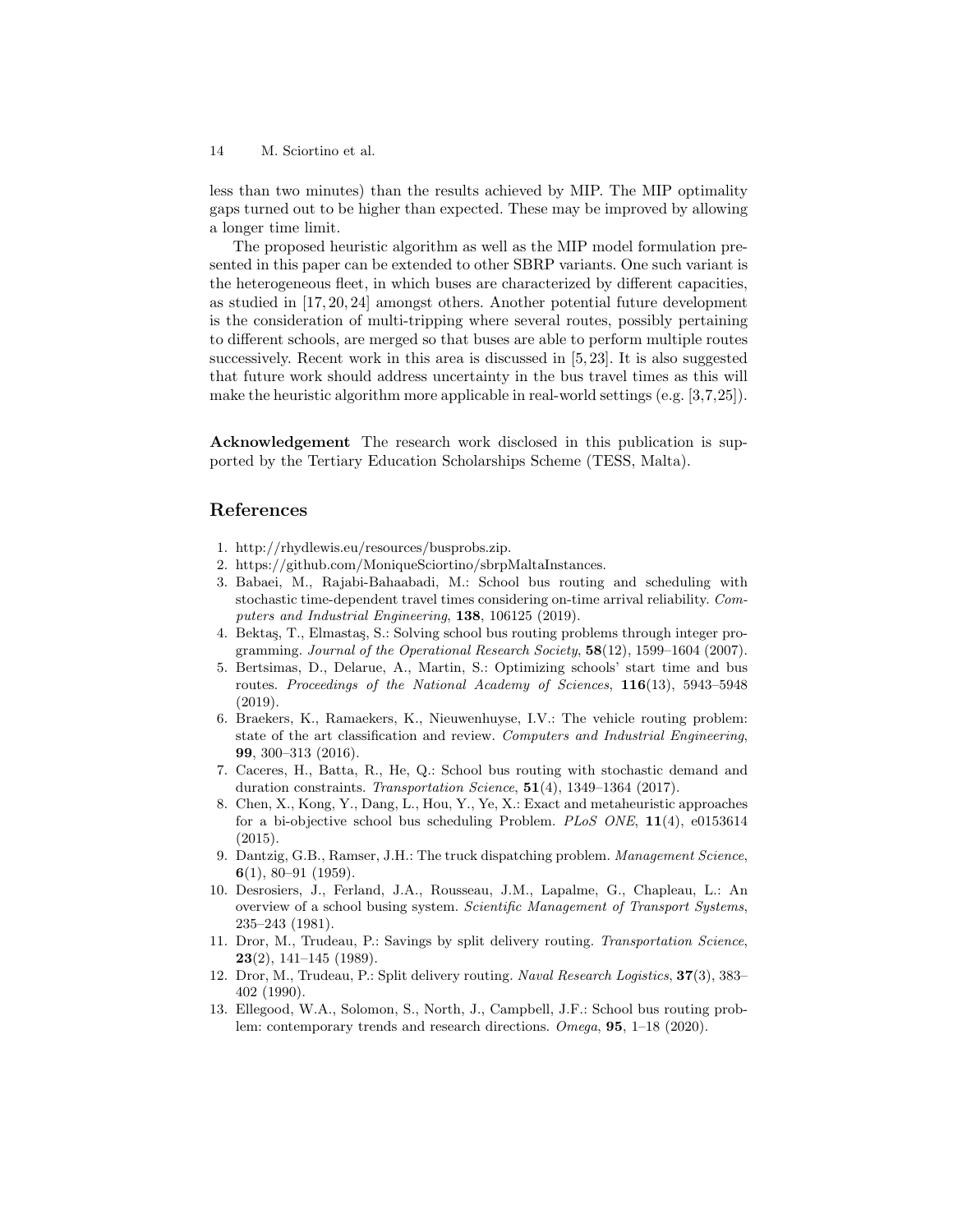less than two minutes) than the results achieved by MIP. The MIP optimality gaps turned out to be higher than expected. These may be improved by allowing a longer time limit.

The proposed heuristic algorithm as well as the MIP model formulation presented in this paper can be extended to other SBRP variants. One such variant is the heterogeneous fleet, in which buses are characterized by different capacities, as studied in [17, 20, 24] amongst others. Another potential future development is the consideration of multi-tripping where several routes, possibly pertaining to different schools, are merged so that buses are able to perform multiple routes successively. Recent work in this area is discussed in [5, 23]. It is also suggested that future work should address uncertainty in the bus travel times as this will make the heuristic algorithm more applicable in real-world settings (e.g. [3,7,25]).

**Acknowledgement** The research work disclosed in this publication is supported by the Tertiary Education Scholarships Scheme (TESS, Malta).

## References

1. http://rhydlewis.eu/resources/busprobs.zip.
2. https://github.com/MoniqueSciortino/sbrpMaltaInstances.
3. Babaei, M., Rajabi-Bahaabadi, M.: School bus routing and scheduling with stochastic time-dependent travel times considering on-time arrival reliability. *Computers and Industrial Engineering*, **138**, 106125 (2019).
4. Bektaş, T., Elmastaş, S.: Solving school bus routing problems through integer programming. *Journal of the Operational Research Society*, **58**(12), 1599–1604 (2007).
5. Bertsimas, D., Delarue, A., Martin, S.: Optimizing schools' start time and bus routes. *Proceedings of the National Academy of Sciences*, **116**(13), 5943–5948 (2019).
6. Braekers, K., Ramaekers, K., Nieuwenhuyse, I.V.: The vehicle routing problem: state of the art classification and review. *Computers and Industrial Engineering*, **99**, 300–313 (2016).
7. Caceres, H., Batta, R., He, Q.: School bus routing with stochastic demand and duration constraints. *Transportation Science*, **51**(4), 1349–1364 (2017).
8. Chen, X., Kong, Y., Dang, L., Hou, Y., Ye, X.: Exact and metaheuristic approaches for a bi-objective school bus scheduling Problem. *PLoS ONE*, **11**(4), e0153614 (2015).
9. Dantzig, G.B., Ramser, J.H.: The truck dispatching problem. *Management Science*, **6**(1), 80–91 (1959).
10. Desrosiers, J., Ferland, J.A., Rousseau, J.M., Lapalme, G., Chapleau, L.: An overview of a school busing system. *Scientific Management of Transport Systems*, 235–243 (1981).
11. Dror, M., Trudeau, P.: Savings by split delivery routing. *Transportation Science*, **23**(2), 141–145 (1989).
12. Dror, M., Trudeau, P.: Split delivery routing. *Naval Research Logistics*, **37**(3), 383–402 (1990).
13. Ellegood, W.A., Solomon, S., North, J., Campbell, J.F.: School bus routing problem: contemporary trends and research directions. *Omega*, **95**, 1–18 (2020).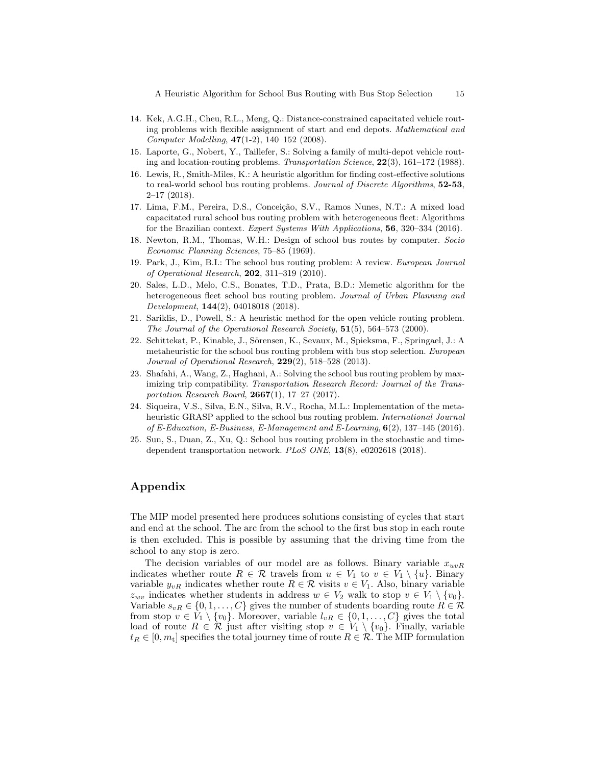14. Kek, A.G.H., Cheu, R.L., Meng, Q.: Distance-constrained capacitated vehicle routing problems with flexible assignment of start and end depots. *Mathematical and Computer Modelling*, **47**(1-2), 140–152 (2008).
15. Laporte, G., Nobert, Y., Taillefer, S.: Solving a family of multi-depot vehicle routing and location-routing problems. *Transportation Science*, **22**(3), 161–172 (1988).
16. Lewis, R., Smith-Miles, K.: A heuristic algorithm for finding cost-effective solutions to real-world school bus routing problems. *Journal of Discrete Algorithms*, **52-53**, 2–17 (2018).
17. Lima, F.M., Pereira, D.S., Conceição, S.V., Ramos Nunes, N.T.: A mixed load capacitated rural school bus routing problem with heterogeneous fleet: Algorithms for the Brazilian context. *Expert Systems With Applications*, **56**, 320–334 (2016).
18. Newton, R.M., Thomas, W.H.: Design of school bus routes by computer. *Socio Economic Planning Sciences*, 75–85 (1969).
19. Park, J., Kim, B.I.: The school bus routing problem: A review. *European Journal of Operational Research*, **202**, 311–319 (2010).
20. Sales, L.D., Melo, C.S., Bonates, T.D., Prata, B.D.: Memetic algorithm for the heterogeneous fleet school bus routing problem. *Journal of Urban Planning and Development*, **144**(2), 04018018 (2018).
21. Sariklis, D., Powell, S.: A heuristic method for the open vehicle routing problem. *The Journal of the Operational Research Society*, **51**(5), 564–573 (2000).
22. Schittekat, P., Kinable, J., Sörensen, K., Sevaux, M., Spieksma, F., Springael, J.: A metaheuristic for the school bus routing problem with bus stop selection. *European Journal of Operational Research*, **229**(2), 518–528 (2013).
23. Shafahi, A., Wang, Z., Haghani, A.: Solving the school bus routing problem by maximizing trip compatibility. *Transportation Research Record: Journal of the Transportation Research Board*, **2667**(1), 17–27 (2017).
24. Siqueira, V.S., Silva, E.N., Silva, R.V., Rocha, M.L.: Implementation of the metaheuristic GRASP applied to the school bus routing problem. *International Journal of E-Education, E-Business, E-Management and E-Learning*, **6**(2), 137–145 (2016).
25. Sun, S., Duan, Z., Xu, Q.: School bus routing problem in the stochastic and time-dependent transportation network. *PLoS ONE*, **13**(8), e0202618 (2018).

## Appendix

The MIP model presented here produces solutions consisting of cycles that start and end at the school. The arc from the school to the first bus stop in each route is then excluded. This is possible by assuming that the driving time from the school to any stop is zero.

The decision variables of our model are as follows. Binary variable $x_{uvR}$ indicates whether route $R \in \mathcal{R}$ travels from $u \in V_1$ to $v \in V_1 \setminus \{u\}$. Binary variable $y_{vR}$ indicates whether route $R \in \mathcal{R}$ visits $v \in V_1$. Also, binary variable $z_{wv}$ indicates whether students in address $w \in V_2$ walk to stop $v \in V_1 \setminus \{v_0\}$. Variable $s_{vR} \in \{0, 1, \ldots, C\}$ gives the number of students boarding route $R \in \mathcal{R}$ from stop $v \in V_1 \setminus \{v_0\}$. Moreover, variable $l_{vR} \in \{0, 1, \ldots, C\}$ gives the total load of route $R \in \mathcal{R}$ just after visiting stop $v \in V_1 \setminus \{v_0\}$. Finally, variable $t_R \in [0, m_\mathrm{t}]$ specifies the total journey time of route $R \in \mathcal{R}$. The MIP formulation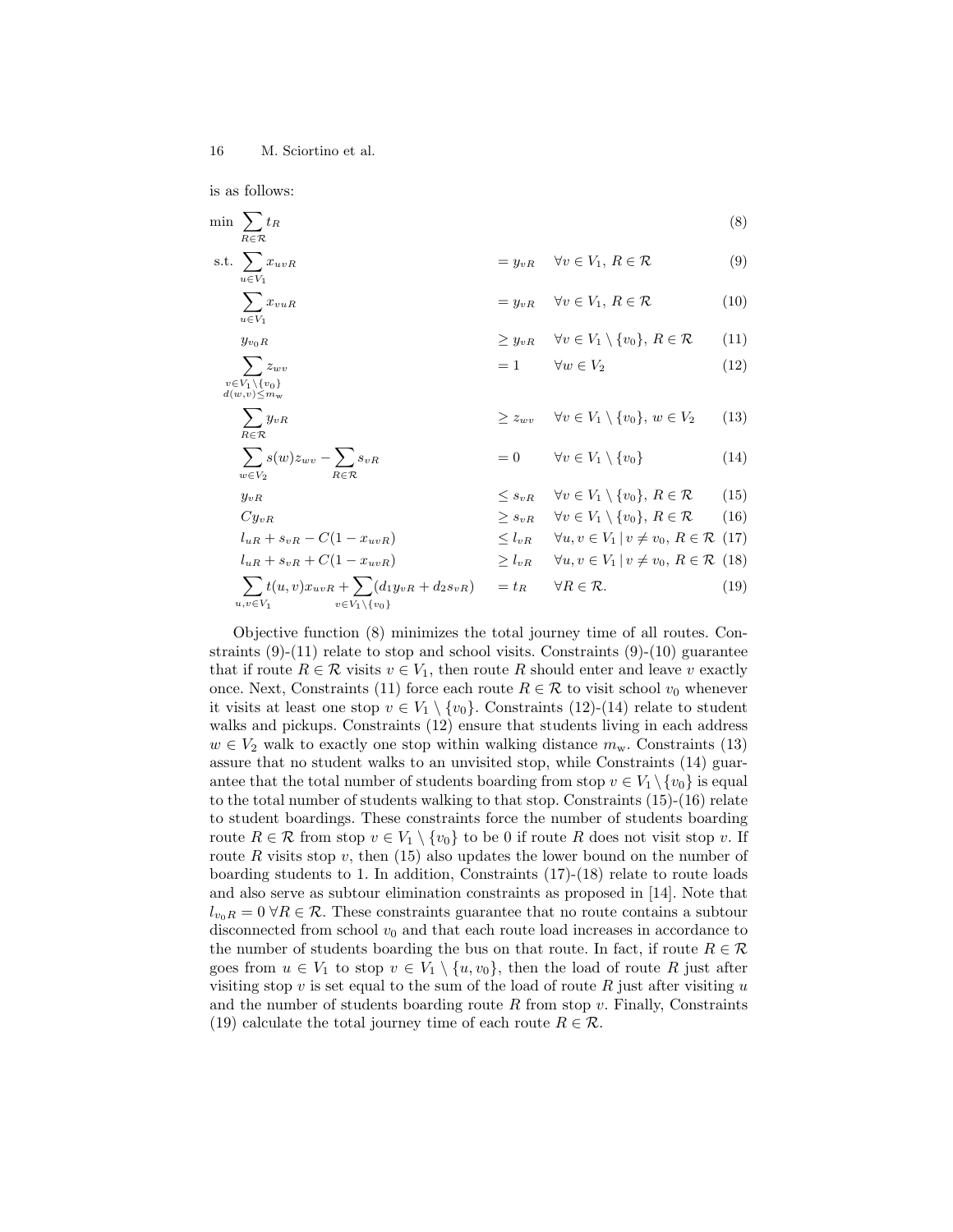is as follows:

$$
\begin{aligned}
\min \quad & \sum_{R \in \mathcal{R}} t_R && && (8)\\
\text{s.t.} \quad & \sum_{u \in V_1} x_{uvR} && = y_{vR} \quad \forall v \in V_1,\, R \in \mathcal{R} && (9)\\
& \sum_{u \in V_1} x_{vuR} && = y_{vR} \quad \forall v \in V_1,\, R \in \mathcal{R} && (10)\\
& y_{v_0 R} && \geq y_{vR} \quad \forall v \in V_1 \setminus \{v_0\},\, R \in \mathcal{R} && (11)\\
& \sum_{\substack{v \in V_1 \setminus \{v_0\} \\ d(w,v) \leq m_{\mathrm{w}}}} z_{wv} && = 1 \quad \forall w \in V_2 && (12)\\
& \sum_{R \in \mathcal{R}} y_{vR} && \geq z_{wv} \quad \forall v \in V_1 \setminus \{v_0\},\, w \in V_2 && (13)\\
& \sum_{w \in V_2} s(w) z_{wv} - \sum_{R \in \mathcal{R}} s_{vR} && = 0 \quad \forall v \in V_1 \setminus \{v_0\} && (14)\\
& y_{vR} && \leq s_{vR} \quad \forall v \in V_1 \setminus \{v_0\},\, R \in \mathcal{R} && (15)\\
& C y_{vR} && \geq s_{vR} \quad \forall v \in V_1 \setminus \{v_0\},\, R \in \mathcal{R} && (16)\\
& l_{uR} + s_{vR} - C(1 - x_{uvR}) && \leq l_{vR} \quad \forall u, v \in V_1 \,|\, v \neq v_0,\, R \in \mathcal{R} && (17)\\
& l_{uR} + s_{vR} + C(1 - x_{uvR}) && \geq l_{vR} \quad \forall u, v \in V_1 \,|\, v \neq v_0,\, R \in \mathcal{R} && (18)\\
& \sum_{u,v \in V_1} t(u,v) x_{uvR} + \sum_{v \in V_1 \setminus \{v_0\}} (d_1 y_{vR} + d_2 s_{vR}) && = t_R \quad \forall R \in \mathcal{R}. && (19)
\end{aligned}
$$

Objective function (8) minimizes the total journey time of all routes. Constraints (9)-(11) relate to stop and school visits. Constraints (9)-(10) guarantee that if route $R \in \mathcal{R}$ visits $v \in V_1$, then route $R$ should enter and leave $v$ exactly once. Next, Constraints (11) force each route $R \in \mathcal{R}$ to visit school $v_0$ whenever it visits at least one stop $v \in V_1 \setminus \{v_0\}$. Constraints (12)-(14) relate to student walks and pickups. Constraints (12) ensure that students living in each address $w \in V_2$ walk to exactly one stop within walking distance $m_{\mathrm{w}}$. Constraints (13) assure that no student walks to an unvisited stop, while Constraints (14) guarantee that the total number of students boarding from stop $v \in V_1 \setminus \{v_0\}$ is equal to the total number of students walking to that stop. Constraints (15)-(16) relate to student boardings. These constraints force the number of students boarding route $R \in \mathcal{R}$ from stop $v \in V_1 \setminus \{v_0\}$ to be 0 if route $R$ does not visit stop $v$. If route $R$ visits stop $v$, then (15) also updates the lower bound on the number of boarding students to 1. In addition, Constraints (17)-(18) relate to route loads and also serve as subtour elimination constraints as proposed in [14]. Note that $l_{v_0 R} = 0 \; \forall R \in \mathcal{R}$. These constraints guarantee that no route contains a subtour disconnected from school $v_0$ and that each route load increases in accordance to the number of students boarding the bus on that route. In fact, if route $R \in \mathcal{R}$ goes from $u \in V_1$ to stop $v \in V_1 \setminus \{u, v_0\}$, then the load of route $R$ just after visiting stop $v$ is set equal to the sum of the load of route $R$ just after visiting $u$ and the number of students boarding route $R$ from stop $v$. Finally, Constraints (19) calculate the total journey time of each route $R \in \mathcal{R}$.